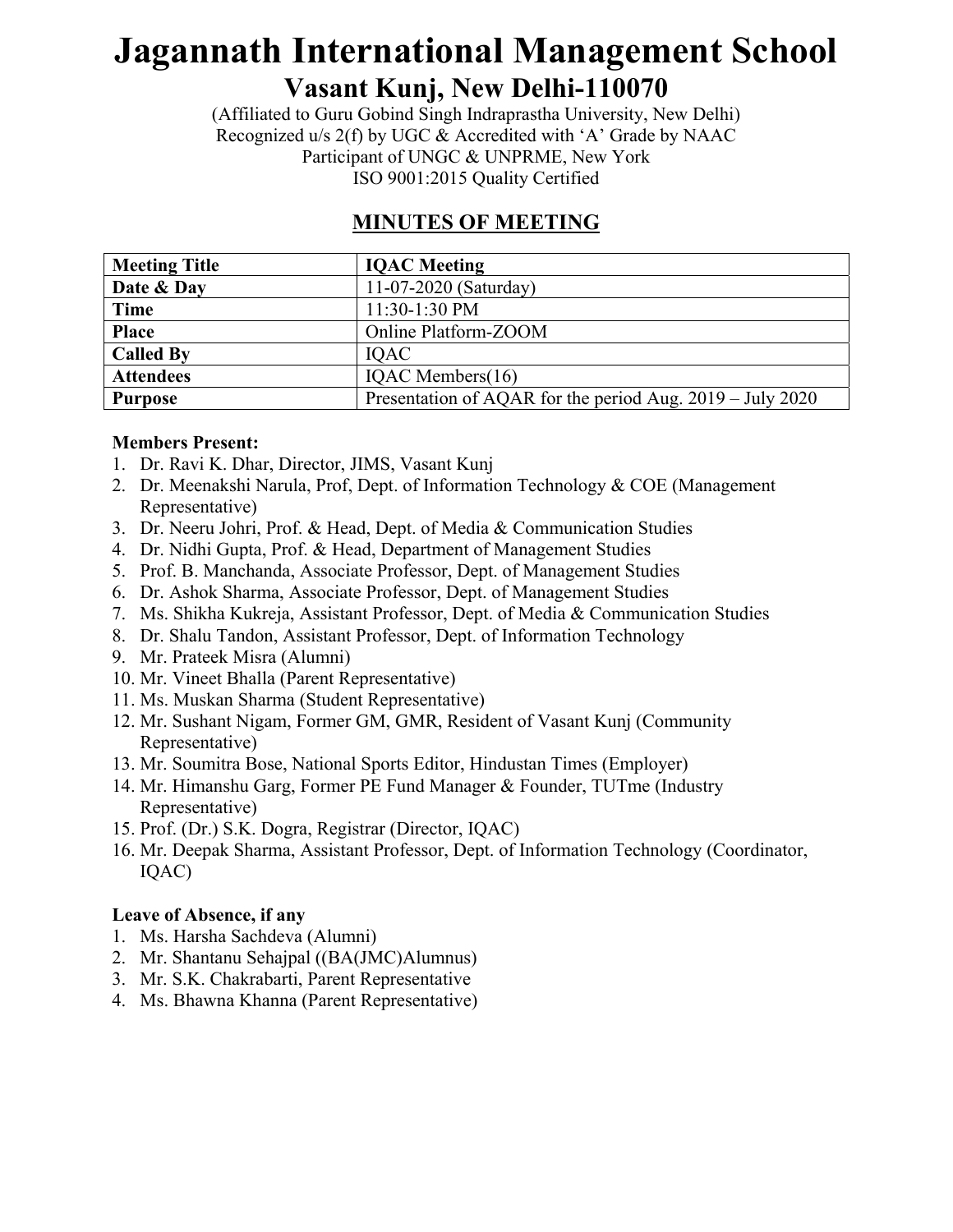# Jagannath International Management School

## Vasant Kunj, New Delhi-110070

(Affiliated to Guru Gobind Singh Indraprastha University, New Delhi)
Recognized u/s 2(f) by UGC & Accredited with 'A' Grade by NAAC
Participant of UNGC & UNPRME, New York
ISO 9001:2015 Quality Certified

## MINUTES OF MEETING

| **Meeting Title** | **IQAC Meeting** |
|---|---|
| **Date & Day** | 11-07-2020 (Saturday) |
| **Time** | 11:30-1:30 PM |
| **Place** | Online Platform-ZOOM |
| **Called By** | IQAC |
| **Attendees** | IQAC Members(16) |
| **Purpose** | Presentation of AQAR for the period Aug. 2019 – July 2020 |

**Members Present:**

1. Dr. Ravi K. Dhar, Director, JIMS, Vasant Kunj
2. Dr. Meenakshi Narula, Prof, Dept. of Information Technology & COE (Management Representative)
3. Dr. Neeru Johri, Prof. & Head, Dept. of Media & Communication Studies
4. Dr. Nidhi Gupta, Prof. & Head, Department of Management Studies
5. Prof. B. Manchanda, Associate Professor, Dept. of Management Studies
6. Dr. Ashok Sharma, Associate Professor, Dept. of Management Studies
7. Ms. Shikha Kukreja, Assistant Professor, Dept. of Media & Communication Studies
8. Dr. Shalu Tandon, Assistant Professor, Dept. of Information Technology
9. Mr. Prateek Misra (Alumni)
10. Mr. Vineet Bhalla (Parent Representative)
11. Ms. Muskan Sharma (Student Representative)
12. Mr. Sushant Nigam, Former GM, GMR, Resident of Vasant Kunj (Community Representative)
13. Mr. Soumitra Bose, National Sports Editor, Hindustan Times (Employer)
14. Mr. Himanshu Garg, Former PE Fund Manager & Founder, TUTme (Industry Representative)
15. Prof. (Dr.) S.K. Dogra, Registrar (Director, IQAC)
16. Mr. Deepak Sharma, Assistant Professor, Dept. of Information Technology (Coordinator, IQAC)

**Leave of Absence, if any**

1. Ms. Harsha Sachdeva (Alumni)
2. Mr. Shantanu Sehajpal ((BA(JMC)Alumnus)
3. Mr. S.K. Chakrabarti, Parent Representative
4. Ms. Bhawna Khanna (Parent Representative)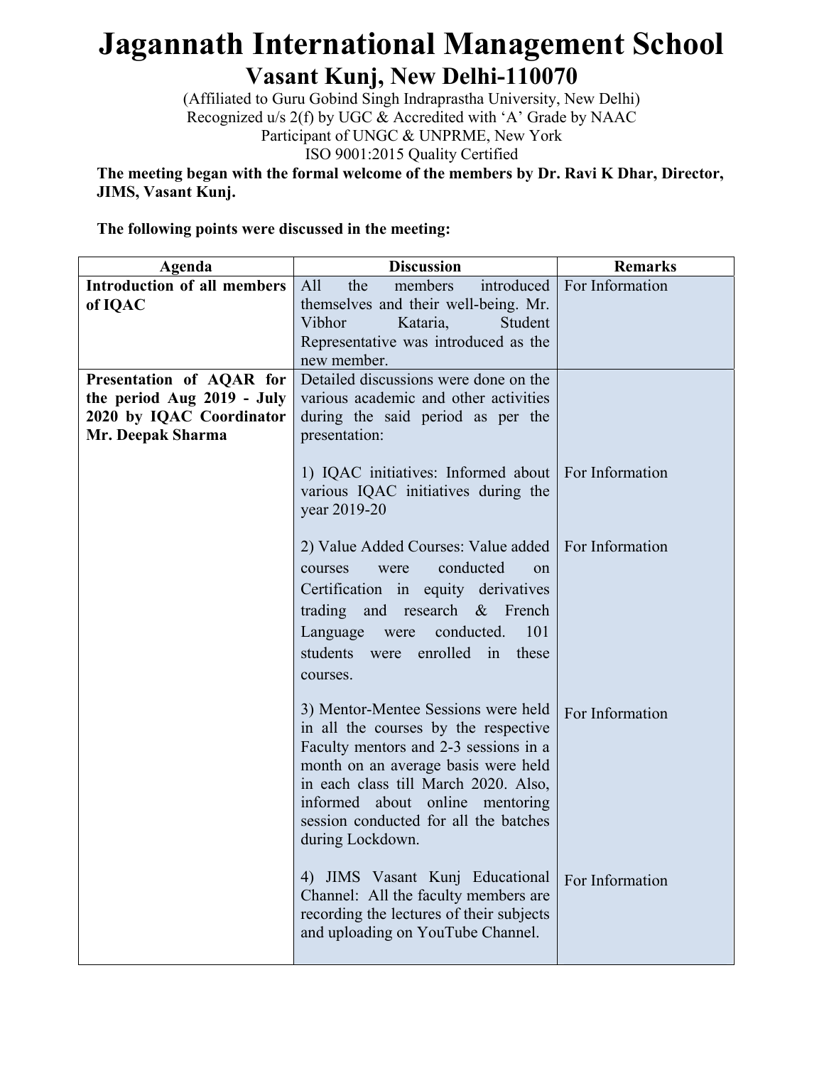# Jagannath International Management School

## Vasant Kunj, New Delhi-110070

(Affiliated to Guru Gobind Singh Indraprastha University, New Delhi)
Recognized u/s 2(f) by UGC & Accredited with 'A' Grade by NAAC
Participant of UNGC & UNPRME, New York
ISO 9001:2015 Quality Certified

**The meeting began with the formal welcome of the members by Dr. Ravi K Dhar, Director, JIMS, Vasant Kunj.**

**The following points were discussed in the meeting:**

| Agenda | Discussion | Remarks |
| --- | --- | --- |
| **Introduction of all members of IQAC** | All the members introduced themselves and their well-being. Mr. Vibhor Kataria, Student Representative was introduced as the new member. | For Information |
| **Presentation of AQAR for the period Aug 2019 - July 2020 by IQAC Coordinator Mr. Deepak Sharma** | Detailed discussions were done on the various academic and other activities during the said period as per the presentation: | |
| | 1) IQAC initiatives: Informed about various IQAC initiatives during the year 2019-20 | For Information |
| | 2) Value Added Courses: Value added courses were conducted on Certification in equity derivatives trading and research & French Language were conducted. 101 students were enrolled in these courses. | For Information |
| | 3) Mentor-Mentee Sessions were held in all the courses by the respective Faculty mentors and 2-3 sessions in a month on an average basis were held in each class till March 2020. Also, informed about online mentoring session conducted for all the batches during Lockdown. | For Information |
| | 4) JIMS Vasant Kunj Educational Channel: All the faculty members are recording the lectures of their subjects and uploading on YouTube Channel. | For Information |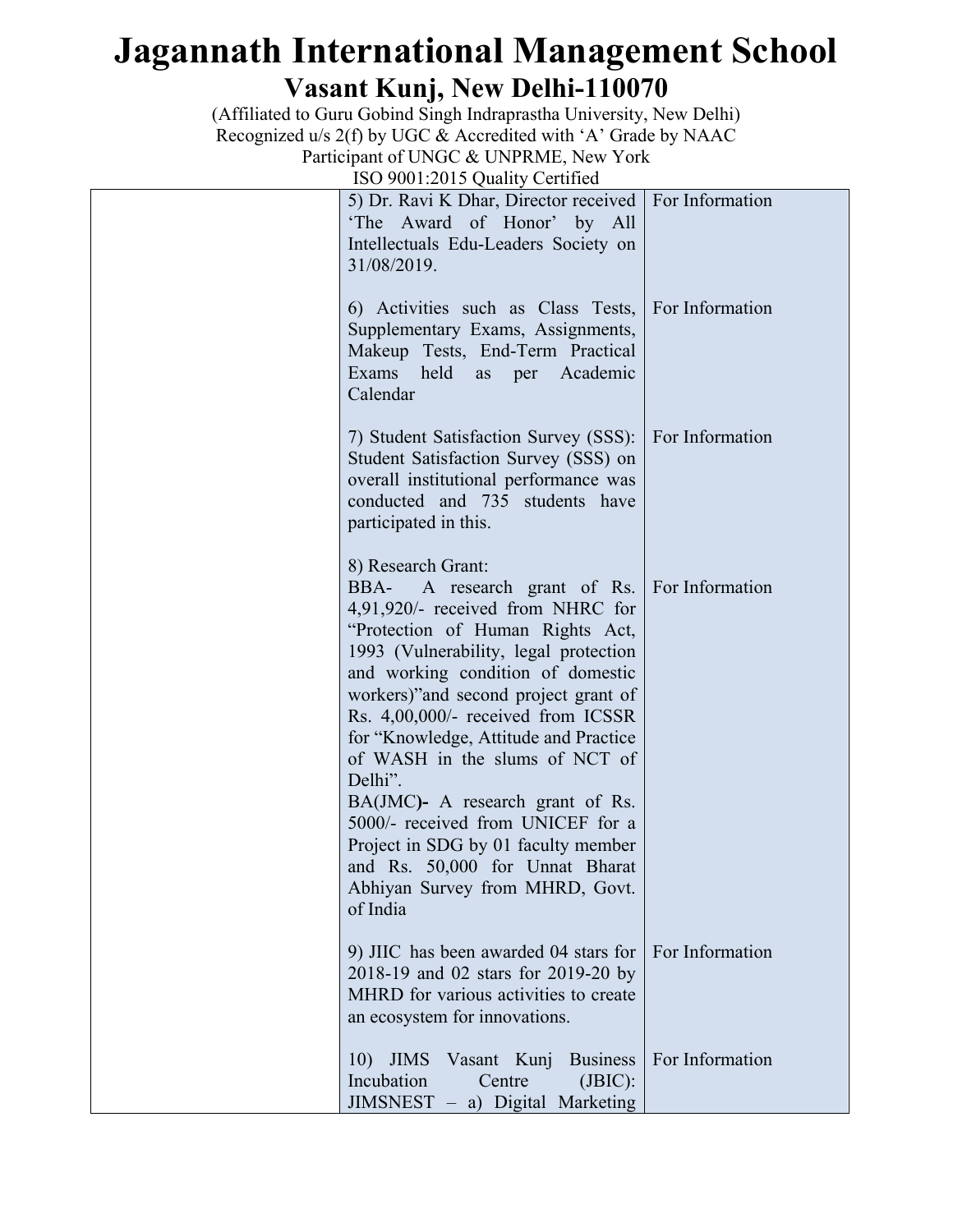# Jagannath International Management School

## Vasant Kunj, New Delhi-110070

(Affiliated to Guru Gobind Singh Indraprastha University, New Delhi)
Recognized u/s 2(f) by UGC & Accredited with 'A' Grade by NAAC
Participant of UNGC & UNPRME, New York
ISO 9001:2015 Quality Certified

| | | |
|---|---|---|
| | 5) Dr. Ravi K Dhar, Director received 'The Award of Honor' by All Intellectuals Edu-Leaders Society on 31/08/2019. | For Information |
| | 6) Activities such as Class Tests, Supplementary Exams, Assignments, Makeup Tests, End-Term Practical Exams held as per Academic Calendar | For Information |
| | 7) Student Satisfaction Survey (SSS): Student Satisfaction Survey (SSS) on overall institutional performance was conducted and 735 students have participated in this. | For Information |
| | 8) Research Grant:<br>BBA- A research grant of Rs. 4,91,920/- received from NHRC for "Protection of Human Rights Act, 1993 (Vulnerability, legal protection and working condition of domestic workers)"and second project grant of Rs. 4,00,000/- received from ICSSR for "Knowledge, Attitude and Practice of WASH in the slums of NCT of Delhi".<br>BA(JMC**)-** A research grant of Rs. 5000/- received from UNICEF for a Project in SDG by 01 faculty member and Rs. 50,000 for Unnat Bharat Abhiyan Survey from MHRD, Govt. of India | For Information |
| | 9) JIIC has been awarded 04 stars for 2018-19 and 02 stars for 2019-20 by MHRD for various activities to create an ecosystem for innovations. | For Information |
| | 10) JIMS Vasant Kunj Business Incubation Centre (JBIC): JIMSNEST – a) Digital Marketing | For Information |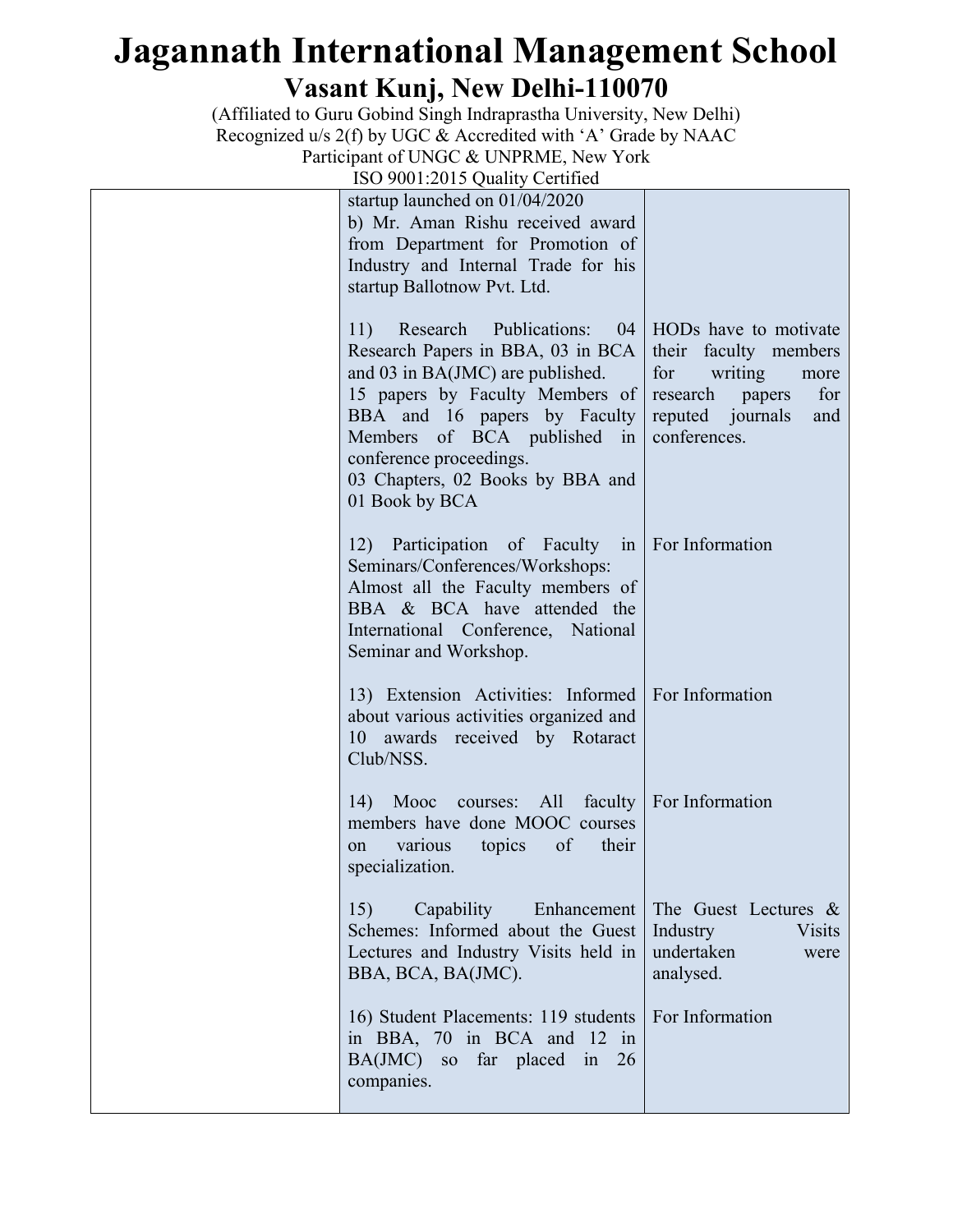# Jagannath International Management School

## Vasant Kunj, New Delhi-110070

(Affiliated to Guru Gobind Singh Indraprastha University, New Delhi)
Recognized u/s 2(f) by UGC & Accredited with 'A' Grade by NAAC
Participant of UNGC & UNPRME, New York
ISO 9001:2015 Quality Certified

| | | |
|---|---|---|
| | startup launched on 01/04/2020<br>b) Mr. Aman Rishu received award from Department for Promotion of Industry and Internal Trade for his startup Ballotnow Pvt. Ltd. | |
| | 11) Research Publications: 04 Research Papers in BBA, 03 in BCA and 03 in BA(JMC) are published.<br>15 papers by Faculty Members of BBA and 16 papers by Faculty Members of BCA published in conference proceedings.<br>03 Chapters, 02 Books by BBA and 01 Book by BCA | HODs have to motivate their faculty members for writing more research papers for reputed journals and conferences. |
| | 12) Participation of Faculty in Seminars/Conferences/Workshops: Almost all the Faculty members of BBA & BCA have attended the International Conference, National Seminar and Workshop. | For Information |
| | 13) Extension Activities: Informed about various activities organized and 10 awards received by Rotaract Club/NSS. | For Information |
| | 14) Mooc courses: All faculty members have done MOOC courses on various topics of their specialization. | For Information |
| | 15) Capability Enhancement Schemes: Informed about the Guest Lectures and Industry Visits held in BBA, BCA, BA(JMC). | The Guest Lectures & Industry Visits undertaken were analysed. |
| | 16) Student Placements: 119 students in BBA, 70 in BCA and 12 in BA(JMC) so far placed in 26 companies. | For Information |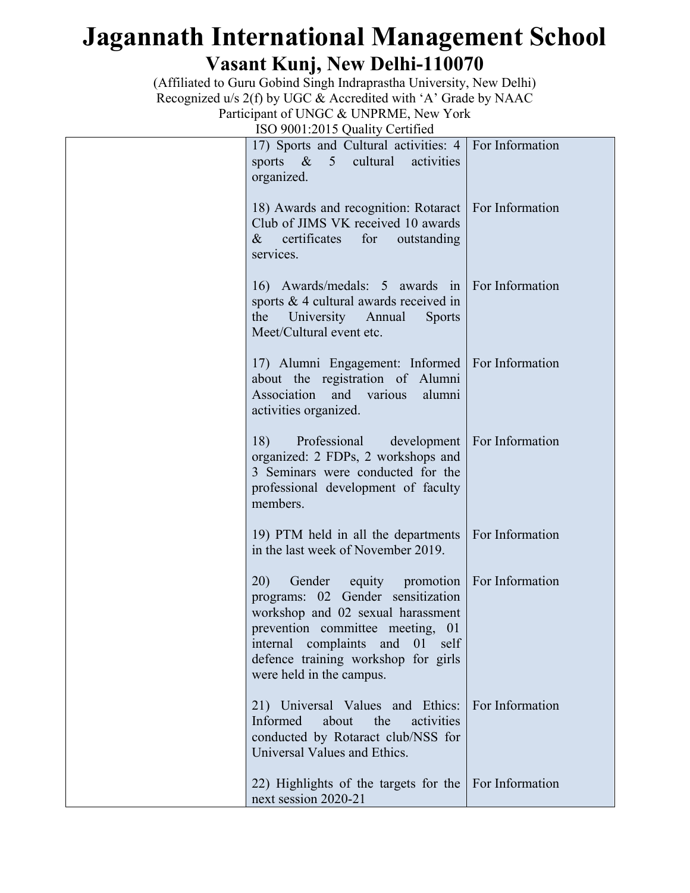# Jagannath International Management School

## Vasant Kunj, New Delhi-110070

(Affiliated to Guru Gobind Singh Indraprastha University, New Delhi)
Recognized u/s 2(f) by UGC & Accredited with 'A' Grade by NAAC
Participant of UNGC & UNPRME, New York
ISO 9001:2015 Quality Certified

| | | |
|---|---|---|
| | 17) Sports and Cultural activities: 4 sports & 5 cultural activities organized. | For Information |
| | 18) Awards and recognition: Rotaract Club of JIMS VK received 10 awards & certificates for outstanding services. | For Information |
| | 16) Awards/medals: 5 awards in sports & 4 cultural awards received in the University Annual Sports Meet/Cultural event etc. | For Information |
| | 17) Alumni Engagement: Informed about the registration of Alumni Association and various alumni activities organized. | For Information |
| | 18) Professional development organized: 2 FDPs, 2 workshops and 3 Seminars were conducted for the professional development of faculty members. | For Information |
| | 19) PTM held in all the departments in the last week of November 2019. | For Information |
| | 20) Gender equity promotion programs: 02 Gender sensitization workshop and 02 sexual harassment prevention committee meeting, 01 internal complaints and 01 self defence training workshop for girls were held in the campus. | For Information |
| | 21) Universal Values and Ethics: Informed about the activities conducted by Rotaract club/NSS for Universal Values and Ethics. | For Information |
| | 22) Highlights of the targets for the next session 2020-21 | For Information |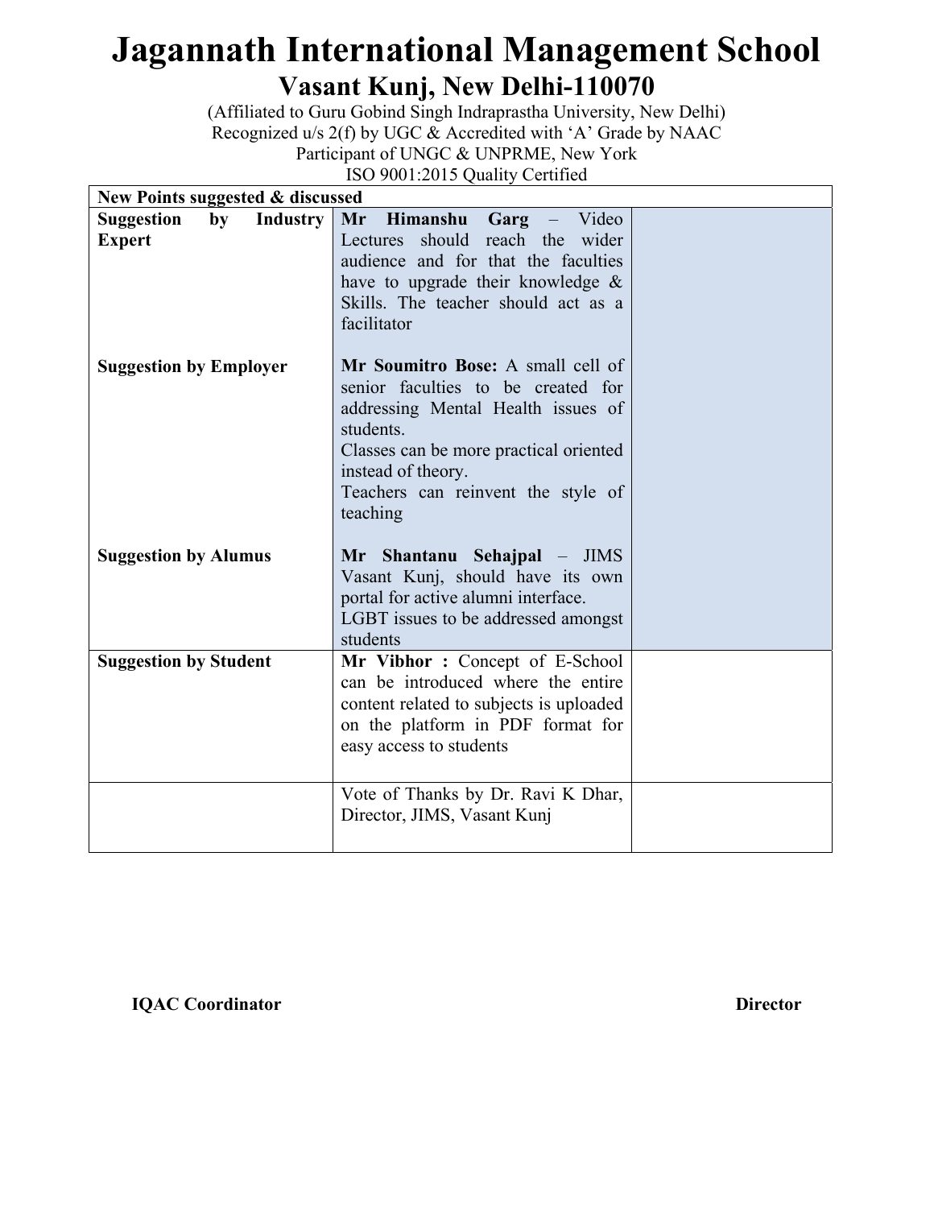# Jagannath International Management School

## Vasant Kunj, New Delhi-110070

(Affiliated to Guru Gobind Singh Indraprastha University, New Delhi)
Recognized u/s 2(f) by UGC & Accredited with 'A' Grade by NAAC
Participant of UNGC & UNPRME, New York
ISO 9001:2015 Quality Certified

| **New Points suggested & discussed** | | |
|---|---|---|
| **Suggestion by Industry Expert** | **Mr Himanshu Garg** – Video Lectures should reach the wider audience and for that the faculties have to upgrade their knowledge & Skills. The teacher should act as a facilitator | |
| **Suggestion by Employer** | **Mr Soumitro Bose:** A small cell of senior faculties to be created for addressing Mental Health issues of students.<br>Classes can be more practical oriented instead of theory.<br>Teachers can reinvent the style of teaching | |
| **Suggestion by Alumus** | **Mr Shantanu Sehajpal** – JIMS Vasant Kunj, should have its own portal for active alumni interface.<br>LGBT issues to be addressed amongst students | |
| **Suggestion by Student** | **Mr Vibhor :** Concept of E-School can be introduced where the entire content related to subjects is uploaded on the platform in PDF format for easy access to students | |
| | Vote of Thanks by Dr. Ravi K Dhar, Director, JIMS, Vasant Kunj | |

**IQAC Coordinator** **Director**